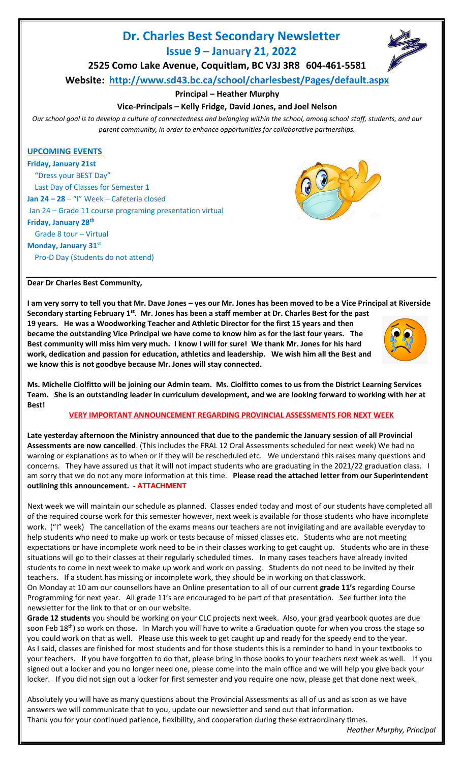# Dr. Charles Best Secondary Newsletter

## Issue 9 – January 21, 2022

**2525 Como Lake Avenue, Coquitlam, BC V3J 3R8 604-461-5581**

**Website: http://www.sd43.bc.ca/school/charlesbest/Pages/default.aspx**

**Principal – Heather Murphy**

**Vice-Principals – Kelly Fridge, David Jones, and Joel Nelson**

*Our school goal is to develop a culture of connectedness and belonging within the school, among school staff, students, and our parent community, in order to enhance opportunities for collaborative partnerships.*

### UPCOMING EVENTS

**Friday, January 21st**
- "Dress your BEST Day"
- Last Day of Classes for Semester 1

**Jan 24 – 28** – "I" Week – Cafeteria closed

Jan 24 – Grade 11 course programing presentation virtual

**Friday, January 28th**
- Grade 8 tour – Virtual

**Monday, January 31st**
- Pro-D Day (Students do not attend)

**Dear Dr Charles Best Community,**

**I am very sorry to tell you that Mr. Dave Jones – yes our Mr. Jones has been moved to be a Vice Principal at Riverside Secondary starting February 1st. Mr. Jones has been a staff member at Dr. Charles Best for the past 19 years. He was a Woodworking Teacher and Athletic Director for the first 15 years and then became the outstanding Vice Principal we have come to know him as for the last four years. The Best community will miss him very much. I know I will for sure! We thank Mr. Jones for his hard work, dedication and passion for education, athletics and leadership. We wish him all the Best and we know this is not goodbye because Mr. Jones will stay connected.**

**Ms. Michelle Ciolfitto will be joining our Admin team. Ms. Ciolfitto comes to us from the District Learning Services Team. She is an outstanding leader in curriculum development, and we are looking forward to working with her at Best!**

**VERY IMPORTANT ANNOUNCEMENT REGARDING PROVINCIAL ASSESSMENTS FOR NEXT WEEK**

**Late yesterday afternoon the Ministry announced that due to the pandemic the January session of all Provincial Assessments are now cancelled**. (This includes the FRAL 12 Oral Assessments scheduled for next week) We had no warning or explanations as to when or if they will be rescheduled etc. We understand this raises many questions and concerns. They have assured us that it will not impact students who are graduating in the 2021/22 graduation class. I am sorry that we do not any more information at this time. **Please read the attached letter from our Superintendent outlining this announcement. - ATTACHMENT**

Next week we will maintain our schedule as planned. Classes ended today and most of our students have completed all of the required course work for this semester however, next week is available for those students who have incomplete work. ("I" week) The cancellation of the exams means our teachers are not invigilating and are available everyday to help students who need to make up work or tests because of missed classes etc. Students who are not meeting expectations or have incomplete work need to be in their classes working to get caught up. Students who are in these situations will go to their classes at their regularly scheduled times. In many cases teachers have already invited students to come in next week to make up work and work on passing. Students do not need to be invited by their teachers. If a student has missing or incomplete work, they should be in working on that classwork.

On Monday at 10 am our counsellors have an Online presentation to all of our current **grade 11's** regarding Course Programming for next year. All grade 11's are encouraged to be part of that presentation. See further into the newsletter for the link to that or on our website.

**Grade 12 students** you should be working on your CLC projects next week. Also, your grad yearbook quotes are due soon Feb 18th) so work on those. In March you will have to write a Graduation quote for when you cross the stage so you could work on that as well. Please use this week to get caught up and ready for the speedy end to the year.

As I said, classes are finished for most students and for those students this is a reminder to hand in your textbooks to your teachers. If you have forgotten to do that, please bring in those books to your teachers next week as well. If you signed out a locker and you no longer need one, please come into the main office and we will help you give back your locker. If you did not sign out a locker for first semester and you require one now, please get that done next week.

Absolutely you will have as many questions about the Provincial Assessments as all of us and as soon as we have answers we will communicate that to you, update our newsletter and send out that information.

Thank you for your continued patience, flexibility, and cooperation during these extraordinary times.

*Heather Murphy, Principal*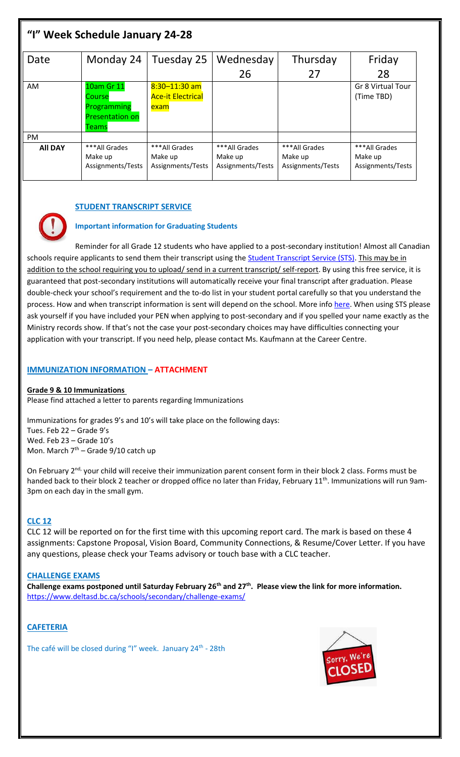## "I" Week Schedule January 24-28

| Date | Monday 24 | Tuesday 25 | Wednesday 26 | Thursday 27 | Friday 28 |
|---|---|---|---|---|---|
| AM | 10am Gr 11 Course Programming Presentation on Teams | 8:30–11:30 am Ace-it Electrical exam | | | Gr 8 Virtual Tour (Time TBD) |
| PM | | | | | |
| **All DAY** | ***All Grades Make up Assignments/Tests | ***All Grades Make up Assignments/Tests | ***All Grades Make up Assignments/Tests | ***All Grades Make up Assignments/Tests | ***All Grades Make up Assignments/Tests |

### STUDENT TRANSCRIPT SERVICE

**Important information for Graduating Students**

Reminder for all Grade 12 students who have applied to a post-secondary institution! Almost all Canadian schools require applicants to send them their transcript using the Student Transcript Service (STS). This may be in addition to the school requiring you to upload/ send in a current transcript/ self-report. By using this free service, it is guaranteed that post-secondary institutions will automatically receive your final transcript after graduation. Please double-check your school's requirement and the to-do list in your student portal carefully so that you understand the process. How and when transcript information is sent will depend on the school. More info here. When using STS please ask yourself if you have included your PEN when applying to post-secondary and if you spelled your name exactly as the Ministry records show. If that's not the case your post-secondary choices may have difficulties connecting your application with your transcript. If you need help, please contact Ms. Kaufmann at the Career Centre.

### IMMUNIZATION INFORMATION – ATTACHMENT

**Grade 9 & 10 Immunizations**

Please find attached a letter to parents regarding Immunizations

Immunizations for grades 9's and 10's will take place on the following days:
Tues. Feb 22 – Grade 9's
Wed. Feb 23 – Grade 10's
Mon. March 7th – Grade 9/10 catch up

On February 2nd, your child will receive their immunization parent consent form in their block 2 class. Forms must be handed back to their block 2 teacher or dropped office no later than Friday, February 11th. Immunizations will run 9am-3pm on each day in the small gym.

### CLC 12

CLC 12 will be reported on for the first time with this upcoming report card. The mark is based on these 4 assignments: Capstone Proposal, Vision Board, Community Connections, & Resume/Cover Letter. If you have any questions, please check your Teams advisory or touch base with a CLC teacher.

### CHALLENGE EXAMS

**Challenge exams postponed until Saturday February 26th and 27th. Please view the link for more information.**
https://www.deltasd.bc.ca/schools/secondary/challenge-exams/

### CAFETERIA

The café will be closed during "I" week. January 24th - 28th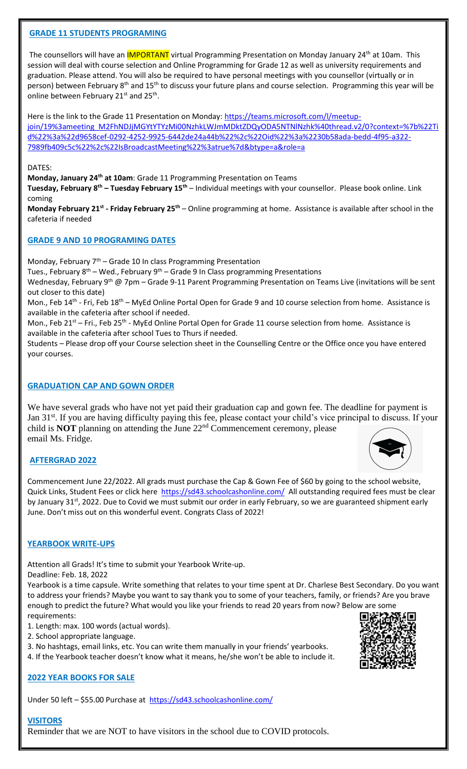## GRADE 11 STUDENTS PROGRAMING

The counsellors will have an IMPORTANT virtual Programming Presentation on Monday January 24th at 10am. This session will deal with course selection and Online Programming for Grade 12 as well as university requirements and graduation. Please attend. You will also be required to have personal meetings with you counsellor (virtually or in person) between February 8th and 15th to discuss your future plans and course selection. Programming this year will be online between February 21st and 25th.

Here is the link to the Grade 11 Presentation on Monday: https://teams.microsoft.com/l/meetup-join/19%3ameeting_M2FhNDJjMGYtYTYzMi00NzhkLWJmMDktZDQyODA5NTNlNzhk%40thread.v2/0?context=%7b%22Tid%22%3a%22d9658cef-0292-4252-9925-6442de24a44b%22%2c%22Oid%22%3a%2230b58ada-bedd-4f95-a322-7989fb409c5c%22%2c%22IsBroadcastMeeting%22%3atrue%7d&btype=a&role=a

DATES:

**Monday, January 24th at 10am**: Grade 11 Programming Presentation on Teams

**Tuesday, February 8th – Tuesday February 15th** – Individual meetings with your counsellor. Please book online. Link coming

**Monday February 21st - Friday February 25th** – Online programming at home. Assistance is available after school in the cafeteria if needed

## GRADE 9 AND 10 PROGRAMING DATES

Monday, February 7th – Grade 10 In class Programming Presentation

Tues., February 8th – Wed., February 9th – Grade 9 In Class programming Presentations

Wednesday, February 9th @ 7pm – Grade 9-11 Parent Programming Presentation on Teams Live (invitations will be sent out closer to this date)

Mon., Feb 14th - Fri, Feb 18th – MyEd Online Portal Open for Grade 9 and 10 course selection from home. Assistance is available in the cafeteria after school if needed.

Mon., Feb 21st – Fri., Feb 25th - MyEd Online Portal Open for Grade 11 course selection from home. Assistance is available in the cafeteria after school Tues to Thurs if needed.

Students – Please drop off your Course selection sheet in the Counselling Centre or the Office once you have entered your courses.

## GRADUATION CAP AND GOWN ORDER

We have several grads who have not yet paid their graduation cap and gown fee. The deadline for payment is Jan 31st. If you are having difficulty paying this fee, please contact your child's vice principal to discuss. If your child is **NOT** planning on attending the June 22nd Commencement ceremony, please email Ms. Fridge.

## AFTERGRAD 2022

Commencement June 22/2022. All grads must purchase the Cap & Gown Fee of $60 by going to the school website, Quick Links, Student Fees or click here https://sd43.schoolcashonline.com/ All outstanding required fees must be clear by January 31st, 2022. Due to Covid we must submit our order in early February, so we are guaranteed shipment early June. Don't miss out on this wonderful event. Congrats Class of 2022!

## YEARBOOK WRITE-UPS

Attention all Grads! It's time to submit your Yearbook Write-up.

Deadline: Feb. 18, 2022

Yearbook is a time capsule. Write something that relates to your time spent at Dr. Charlese Best Secondary. Do you want to address your friends? Maybe you want to say thank you to some of your teachers, family, or friends? Are you brave enough to predict the future? What would you like your friends to read 20 years from now? Below are some requirements:

1. Length: max. 100 words (actual words).
2. School appropriate language.
3. No hashtags, email links, etc. You can write them manually in your friends' yearbooks.
4. If the Yearbook teacher doesn't know what it means, he/she won't be able to include it.

## 2022 YEAR BOOKS FOR SALE

Under 50 left – $55.00 Purchase at https://sd43.schoolcashonline.com/

## VISITORS

Reminder that we are NOT to have visitors in the school due to COVID protocols.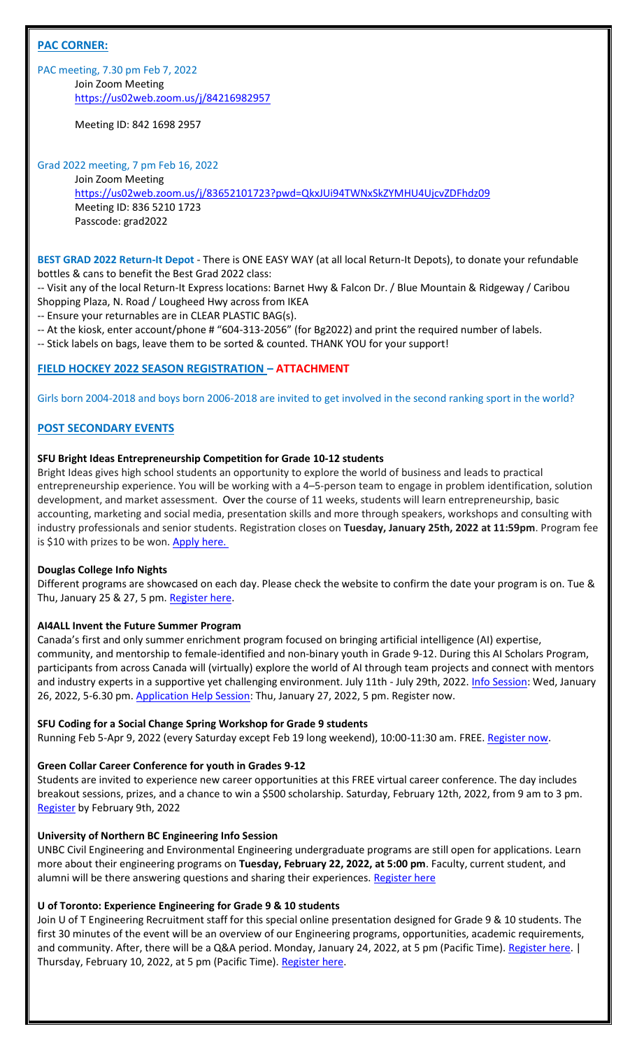## PAC CORNER:

PAC meeting, 7.30 pm Feb 7, 2022

Join Zoom Meeting
https://us02web.zoom.us/j/84216982957

Meeting ID: 842 1698 2957

Grad 2022 meeting, 7 pm Feb 16, 2022

Join Zoom Meeting
https://us02web.zoom.us/j/83652101723?pwd=QkxJUi94TWNxSkZYMHU4UjcvZDFhdz09
Meeting ID: 836 5210 1723
Passcode: grad2022

**BEST GRAD 2022 Return-It Depot** - There is ONE EASY WAY (at all local Return-It Depots), to donate your refundable bottles & cans to benefit the Best Grad 2022 class:

-- Visit any of the local Return-It Express locations: Barnet Hwy & Falcon Dr. / Blue Mountain & Ridgeway / Caribou Shopping Plaza, N. Road / Lougheed Hwy across from IKEA
-- Ensure your returnables are in CLEAR PLASTIC BAG(s).
-- At the kiosk, enter account/phone # "604-313-2056" (for Bg2022) and print the required number of labels.
-- Stick labels on bags, leave them to be sorted & counted. THANK YOU for your support!

## FIELD HOCKEY 2022 SEASON REGISTRATION – ATTACHMENT

Girls born 2004-2018 and boys born 2006-2018 are invited to get involved in the second ranking sport in the world?

## POST SECONDARY EVENTS

**SFU Bright Ideas Entrepreneurship Competition for Grade 10-12 students**

Bright Ideas gives high school students an opportunity to explore the world of business and leads to practical entrepreneurship experience. You will be working with a 4–5-person team to engage in problem identification, solution development, and market assessment. Over the course of 11 weeks, students will learn entrepreneurship, basic accounting, marketing and social media, presentation skills and more through speakers, workshops and consulting with industry professionals and senior students. Registration closes on **Tuesday, January 25th, 2022 at 11:59pm**. Program fee is $10 with prizes to be won. Apply here.

**Douglas College Info Nights**

Different programs are showcased on each day. Please check the website to confirm the date your program is on. Tue & Thu, January 25 & 27, 5 pm. Register here.

**AI4ALL Invent the Future Summer Program**

Canada's first and only summer enrichment program focused on bringing artificial intelligence (AI) expertise, community, and mentorship to female-identified and non-binary youth in Grade 9-12. During this AI Scholars Program, participants from across Canada will (virtually) explore the world of AI through team projects and connect with mentors and industry experts in a supportive yet challenging environment. July 11th - July 29th, 2022. Info Session: Wed, January 26, 2022, 5-6.30 pm. Application Help Session: Thu, January 27, 2022, 5 pm. Register now.

**SFU Coding for a Social Change Spring Workshop for Grade 9 students**

Running Feb 5-Apr 9, 2022 (every Saturday except Feb 19 long weekend), 10:00-11:30 am. FREE. Register now.

**Green Collar Career Conference for youth in Grades 9-12**

Students are invited to experience new career opportunities at this FREE virtual career conference. The day includes breakout sessions, prizes, and a chance to win a $500 scholarship. Saturday, February 12th, 2022, from 9 am to 3 pm. Register by February 9th, 2022

**University of Northern BC Engineering Info Session**

UNBC Civil Engineering and Environmental Engineering undergraduate programs are still open for applications. Learn more about their engineering programs on **Tuesday, February 22, 2022, at 5:00 pm**. Faculty, current student, and alumni will be there answering questions and sharing their experiences. Register here

**U of Toronto: Experience Engineering for Grade 9 & 10 students**

Join U of T Engineering Recruitment staff for this special online presentation designed for Grade 9 & 10 students. The first 30 minutes of the event will be an overview of our Engineering programs, opportunities, academic requirements, and community. After, there will be a Q&A period. Monday, January 24, 2022, at 5 pm (Pacific Time). Register here. | Thursday, February 10, 2022, at 5 pm (Pacific Time). Register here.